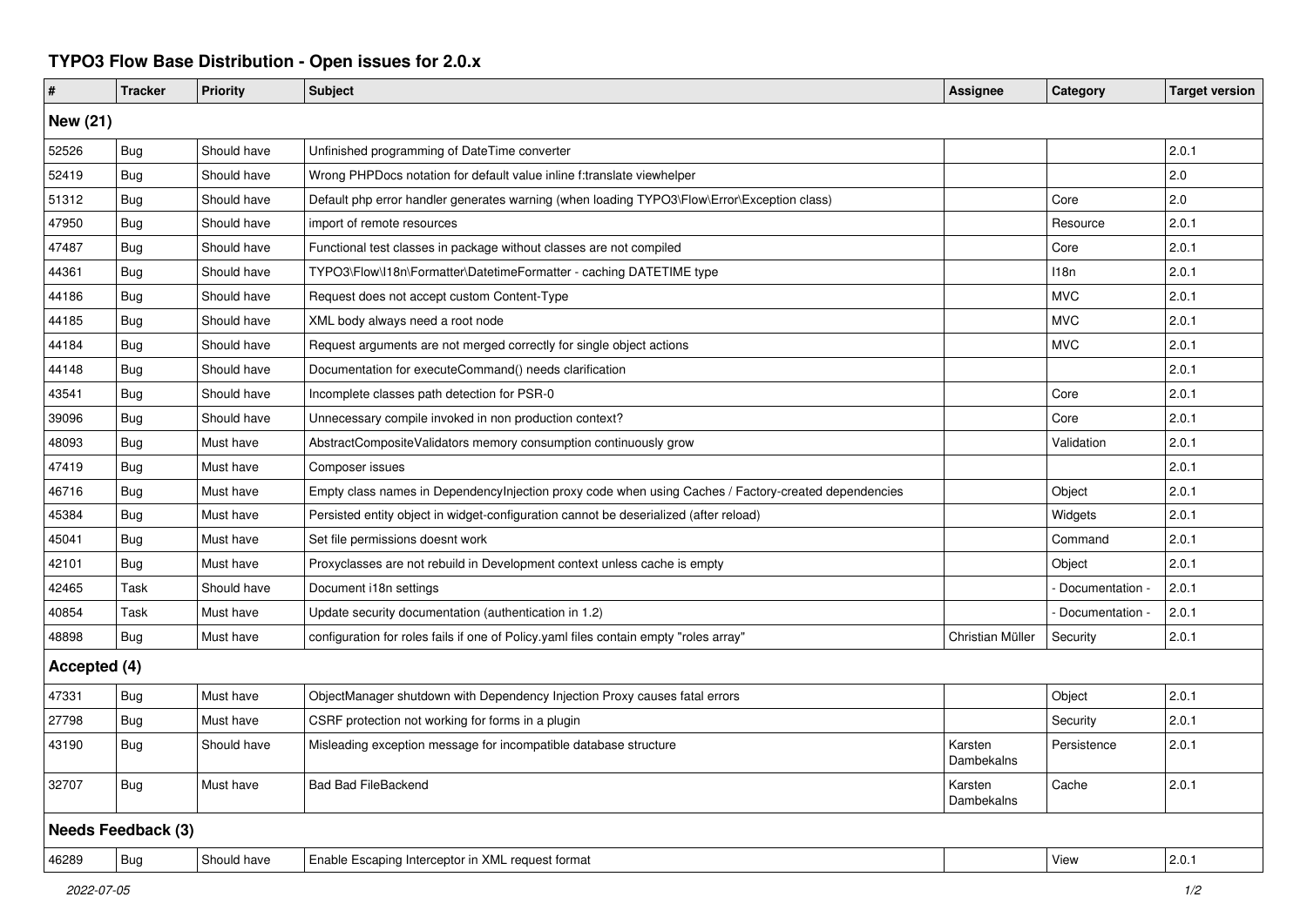# TYPO3 Flow Base Distribution - Open issues for 2.0.x

| # | Tracker | Priority | Subject | Assignee | Category | Target version |
|---|---|---|---|---|---|---|
| **New (21)** | | | | | | |
| 52526 | Bug | Should have | Unfinished programming of DateTime converter | | | 2.0.1 |
| 52419 | Bug | Should have | Wrong PHPDocs notation for default value inline f:translate viewhelper | | | 2.0 |
| 51312 | Bug | Should have | Default php error handler generates warning (when loading TYPO3\Flow\Error\Exception class) | | Core | 2.0 |
| 47950 | Bug | Should have | import of remote resources | | Resource | 2.0.1 |
| 47487 | Bug | Should have | Functional test classes in package without classes are not compiled | | Core | 2.0.1 |
| 44361 | Bug | Should have | TYPO3\Flow\I18n\Formatter\DatetimeFormatter - caching DATETIME type | | I18n | 2.0.1 |
| 44186 | Bug | Should have | Request does not accept custom Content-Type | | MVC | 2.0.1 |
| 44185 | Bug | Should have | XML body always need a root node | | MVC | 2.0.1 |
| 44184 | Bug | Should have | Request arguments are not merged correctly for single object actions | | MVC | 2.0.1 |
| 44148 | Bug | Should have | Documentation for executeCommand() needs clarification | | | 2.0.1 |
| 43541 | Bug | Should have | Incomplete classes path detection for PSR-0 | | Core | 2.0.1 |
| 39096 | Bug | Should have | Unnecessary compile invoked in non production context? | | Core | 2.0.1 |
| 48093 | Bug | Must have | AbstractCompositeValidators memory consumption continuously grow | | Validation | 2.0.1 |
| 47419 | Bug | Must have | Composer issues | | | 2.0.1 |
| 46716 | Bug | Must have | Empty class names in DependencyInjection proxy code when using Caches / Factory-created dependencies | | Object | 2.0.1 |
| 45384 | Bug | Must have | Persisted entity object in widget-configuration cannot be deserialized (after reload) | | Widgets | 2.0.1 |
| 45041 | Bug | Must have | Set file permissions doesnt work | | Command | 2.0.1 |
| 42101 | Bug | Must have | Proxyclasses are not rebuild in Development context unless cache is empty | | Object | 2.0.1 |
| 42465 | Task | Should have | Document i18n settings | | - Documentation - | 2.0.1 |
| 40854 | Task | Must have | Update security documentation (authentication in 1.2) | | - Documentation - | 2.0.1 |
| 48898 | Bug | Must have | configuration for roles fails if one of Policy.yaml files contain empty "roles array" | Christian Müller | Security | 2.0.1 |
| **Accepted (4)** | | | | | | |
| 47331 | Bug | Must have | ObjectManager shutdown with Dependency Injection Proxy causes fatal errors | | Object | 2.0.1 |
| 27798 | Bug | Must have | CSRF protection not working for forms in a plugin | | Security | 2.0.1 |
| 43190 | Bug | Should have | Misleading exception message for incompatible database structure | Karsten Dambekalns | Persistence | 2.0.1 |
| 32707 | Bug | Must have | Bad Bad FileBackend | Karsten Dambekalns | Cache | 2.0.1 |
| **Needs Feedback (3)** | | | | | | |
| 46289 | Bug | Should have | Enable Escaping Interceptor in XML request format | | View | 2.0.1 |

*2022-07-05*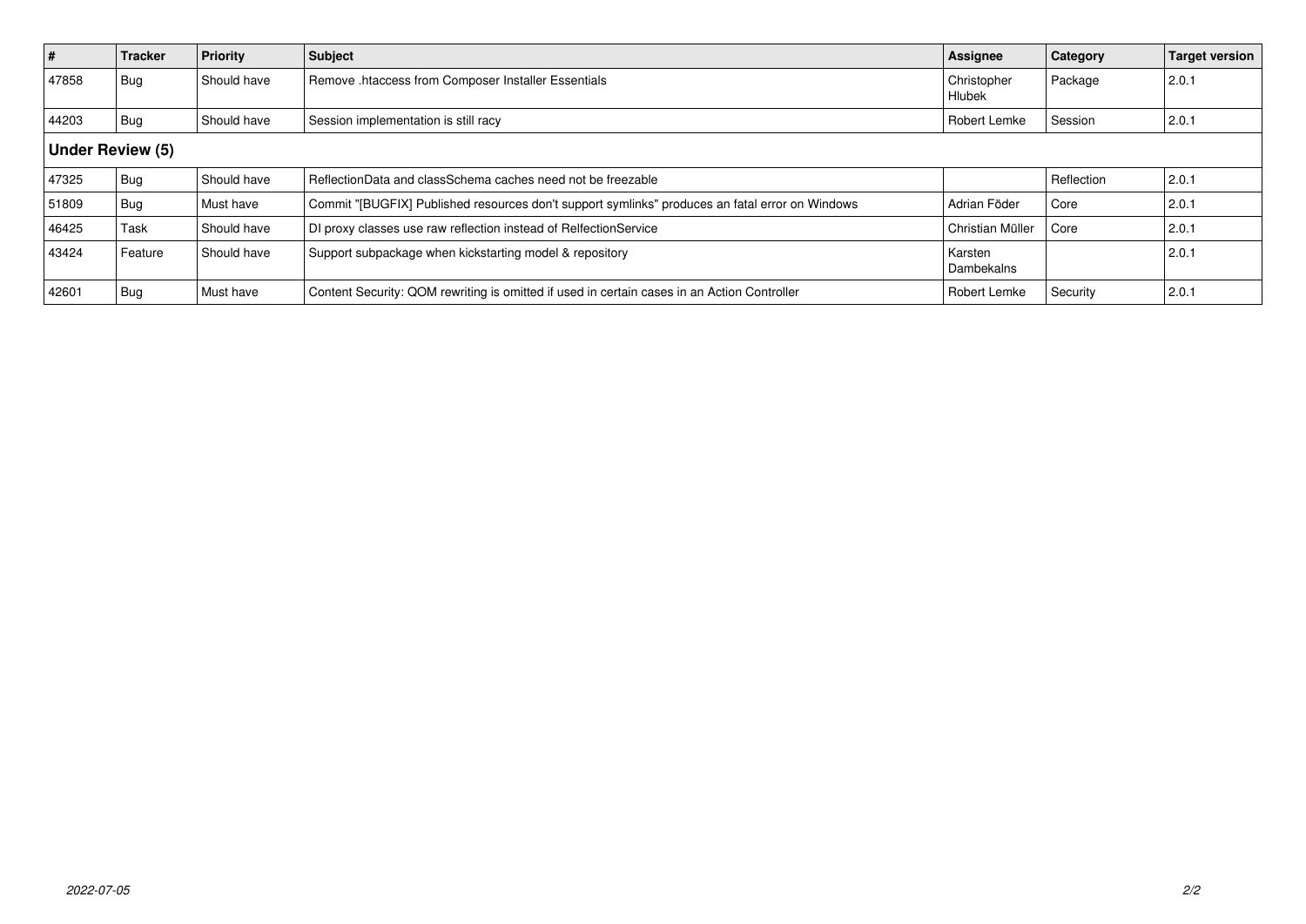| # | Tracker | Priority | Subject | Assignee | Category | Target version |
|---|---|---|---|---|---|---|
| 47858 | Bug | Should have | Remove .htaccess from Composer Installer Essentials | Christopher Hlubek | Package | 2.0.1 |
| 44203 | Bug | Should have | Session implementation is still racy | Robert Lemke | Session | 2.0.1 |
| **Under Review (5)** | | | | | | |
| 47325 | Bug | Should have | ReflectionData and classSchema caches need not be freezable | | Reflection | 2.0.1 |
| 51809 | Bug | Must have | Commit "[BUGFIX] Published resources don't support symlinks" produces an fatal error on Windows | Adrian Föder | Core | 2.0.1 |
| 46425 | Task | Should have | DI proxy classes use raw reflection instead of RelfectionService | Christian Müller | Core | 2.0.1 |
| 43424 | Feature | Should have | Support subpackage when kickstarting model & repository | Karsten Dambekalns | | 2.0.1 |
| 42601 | Bug | Must have | Content Security: QOM rewriting is omitted if used in certain cases in an Action Controller | Robert Lemke | Security | 2.0.1 |